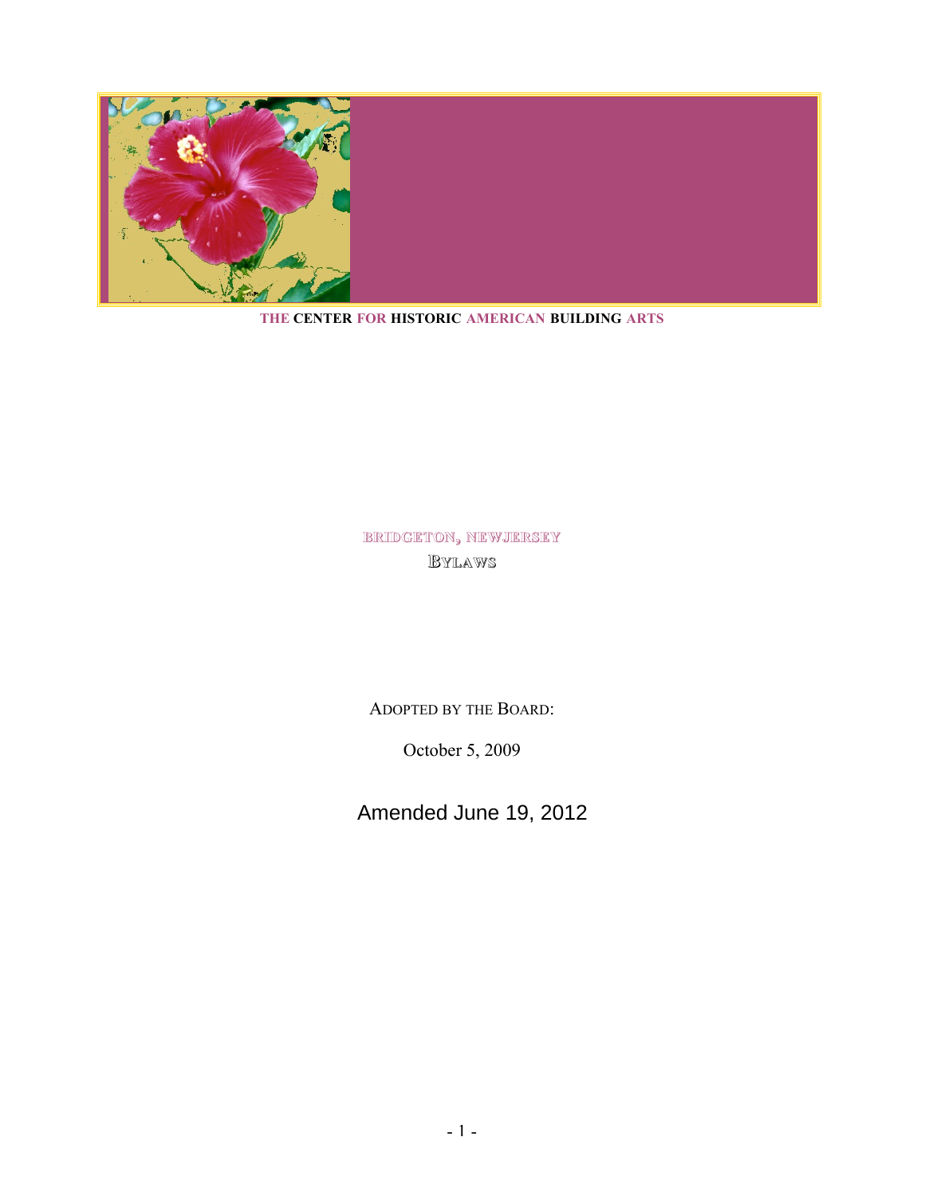THE CENTER FOR HISTORIC AMERICAN BUILDING ARTS

BRIDGETON, NEWJERSEY

# BYLAWS

ADOPTED BY THE BOARD:

October 5, 2009

Amended June 19, 2012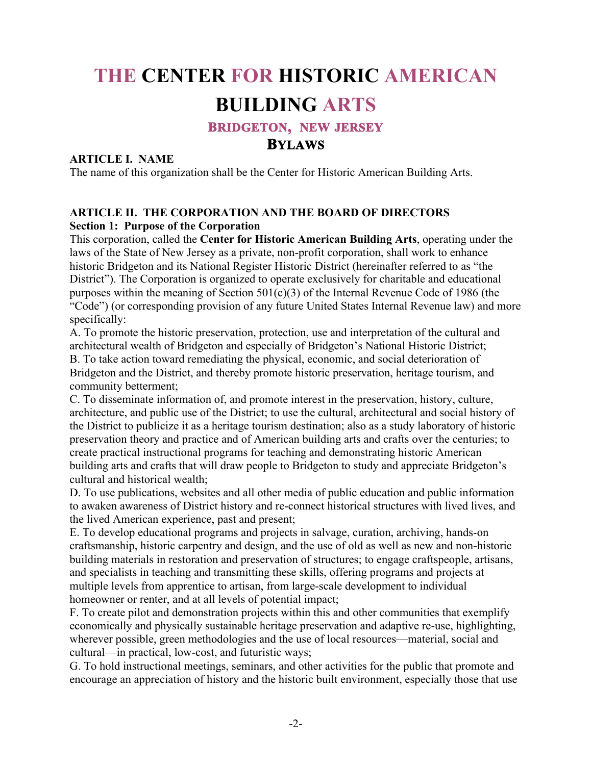# THE CENTER FOR HISTORIC AMERICAN BUILDING ARTS

## BRIDGETON, NEW JERSEY

## BYLAWS

### ARTICLE I. NAME

The name of this organization shall be the Center for Historic American Building Arts.

### ARTICLE II. THE CORPORATION AND THE BOARD OF DIRECTORS

**Section 1: Purpose of the Corporation**

This corporation, called the **Center for Historic American Building Arts**, operating under the laws of the State of New Jersey as a private, non-profit corporation, shall work to enhance historic Bridgeton and its National Register Historic District (hereinafter referred to as "the District"). The Corporation is organized to operate exclusively for charitable and educational purposes within the meaning of Section 501(c)(3) of the Internal Revenue Code of 1986 (the "Code") (or corresponding provision of any future United States Internal Revenue law) and more specifically:

A. To promote the historic preservation, protection, use and interpretation of the cultural and architectural wealth of Bridgeton and especially of Bridgeton's National Historic District;

B. To take action toward remediating the physical, economic, and social deterioration of Bridgeton and the District, and thereby promote historic preservation, heritage tourism, and community betterment;

C. To disseminate information of, and promote interest in the preservation, history, culture, architecture, and public use of the District; to use the cultural, architectural and social history of the District to publicize it as a heritage tourism destination; also as a study laboratory of historic preservation theory and practice and of American building arts and crafts over the centuries; to create practical instructional programs for teaching and demonstrating historic American building arts and crafts that will draw people to Bridgeton to study and appreciate Bridgeton's cultural and historical wealth;

D. To use publications, websites and all other media of public education and public information to awaken awareness of District history and re-connect historical structures with lived lives, and the lived American experience, past and present;

E. To develop educational programs and projects in salvage, curation, archiving, hands-on craftsmanship, historic carpentry and design, and the use of old as well as new and non-historic building materials in restoration and preservation of structures; to engage craftspeople, artisans, and specialists in teaching and transmitting these skills, offering programs and projects at multiple levels from apprentice to artisan, from large-scale development to individual homeowner or renter, and at all levels of potential impact;

F. To create pilot and demonstration projects within this and other communities that exemplify economically and physically sustainable heritage preservation and adaptive re-use, highlighting, wherever possible, green methodologies and the use of local resources—material, social and cultural—in practical, low-cost, and futuristic ways;

G. To hold instructional meetings, seminars, and other activities for the public that promote and encourage an appreciation of history and the historic built environment, especially those that use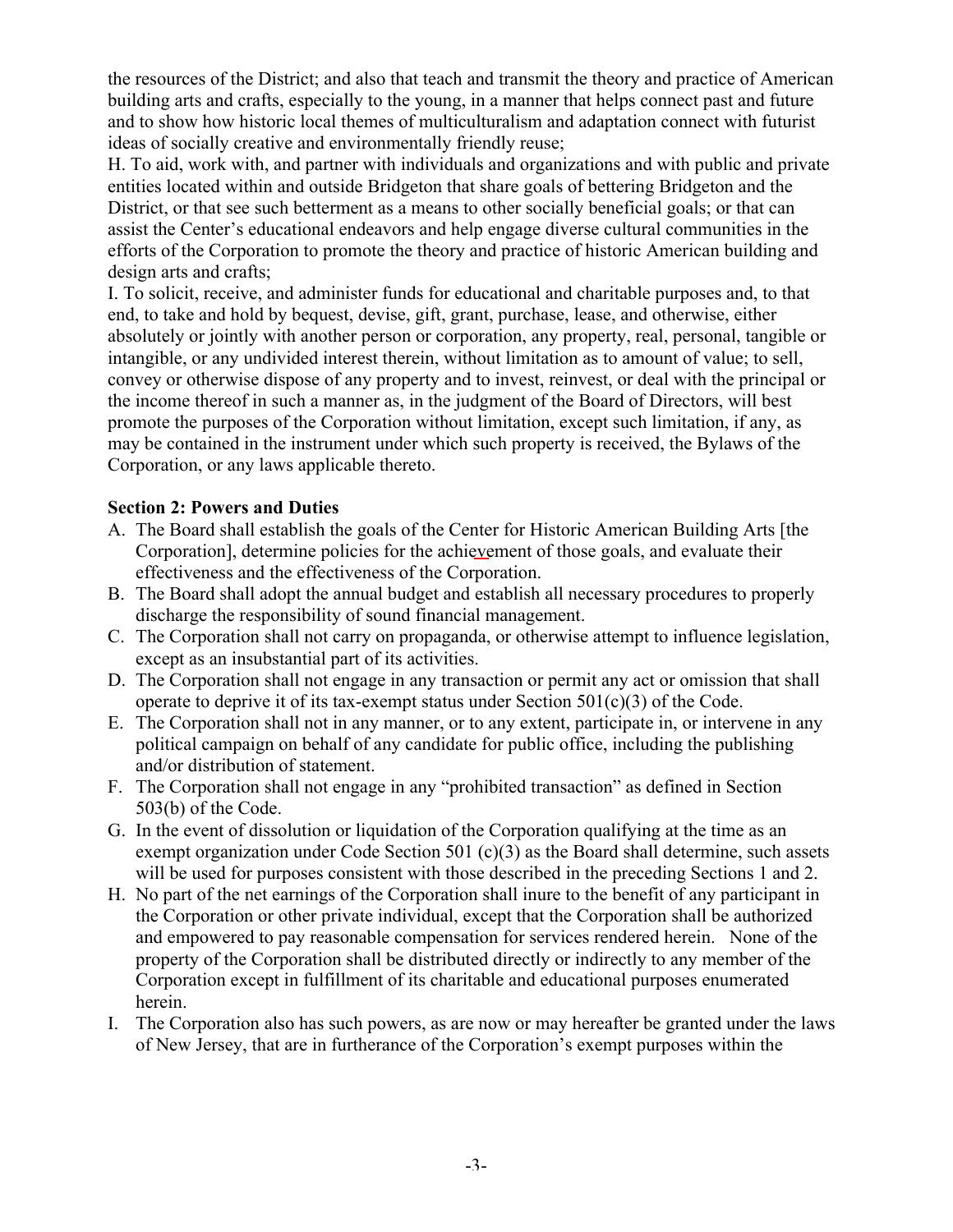the resources of the District; and also that teach and transmit the theory and practice of American building arts and crafts, especially to the young, in a manner that helps connect past and future and to show how historic local themes of multiculturalism and adaptation connect with futurist ideas of socially creative and environmentally friendly reuse;

H. To aid, work with, and partner with individuals and organizations and with public and private entities located within and outside Bridgeton that share goals of bettering Bridgeton and the District, or that see such betterment as a means to other socially beneficial goals; or that can assist the Center's educational endeavors and help engage diverse cultural communities in the efforts of the Corporation to promote the theory and practice of historic American building and design arts and crafts;

I. To solicit, receive, and administer funds for educational and charitable purposes and, to that end, to take and hold by bequest, devise, gift, grant, purchase, lease, and otherwise, either absolutely or jointly with another person or corporation, any property, real, personal, tangible or intangible, or any undivided interest therein, without limitation as to amount of value; to sell, convey or otherwise dispose of any property and to invest, reinvest, or deal with the principal or the income thereof in such a manner as, in the judgment of the Board of Directors, will best promote the purposes of the Corporation without limitation, except such limitation, if any, as may be contained in the instrument under which such property is received, the Bylaws of the Corporation, or any laws applicable thereto.

**Section 2: Powers and Duties**

A. The Board shall establish the goals of the Center for Historic American Building Arts [the Corporation], determine policies for the achievement of those goals, and evaluate their effectiveness and the effectiveness of the Corporation.

B. The Board shall adopt the annual budget and establish all necessary procedures to properly discharge the responsibility of sound financial management.

C. The Corporation shall not carry on propaganda, or otherwise attempt to influence legislation, except as an insubstantial part of its activities.

D. The Corporation shall not engage in any transaction or permit any act or omission that shall operate to deprive it of its tax-exempt status under Section 501(c)(3) of the Code.

E. The Corporation shall not in any manner, or to any extent, participate in, or intervene in any political campaign on behalf of any candidate for public office, including the publishing and/or distribution of statement.

F. The Corporation shall not engage in any "prohibited transaction" as defined in Section 503(b) of the Code.

G. In the event of dissolution or liquidation of the Corporation qualifying at the time as an exempt organization under Code Section 501 (c)(3) as the Board shall determine, such assets will be used for purposes consistent with those described in the preceding Sections 1 and 2.

H. No part of the net earnings of the Corporation shall inure to the benefit of any participant in the Corporation or other private individual, except that the Corporation shall be authorized and empowered to pay reasonable compensation for services rendered herein. None of the property of the Corporation shall be distributed directly or indirectly to any member of the Corporation except in fulfillment of its charitable and educational purposes enumerated herein.

I. The Corporation also has such powers, as are now or may hereafter be granted under the laws of New Jersey, that are in furtherance of the Corporation's exempt purposes within the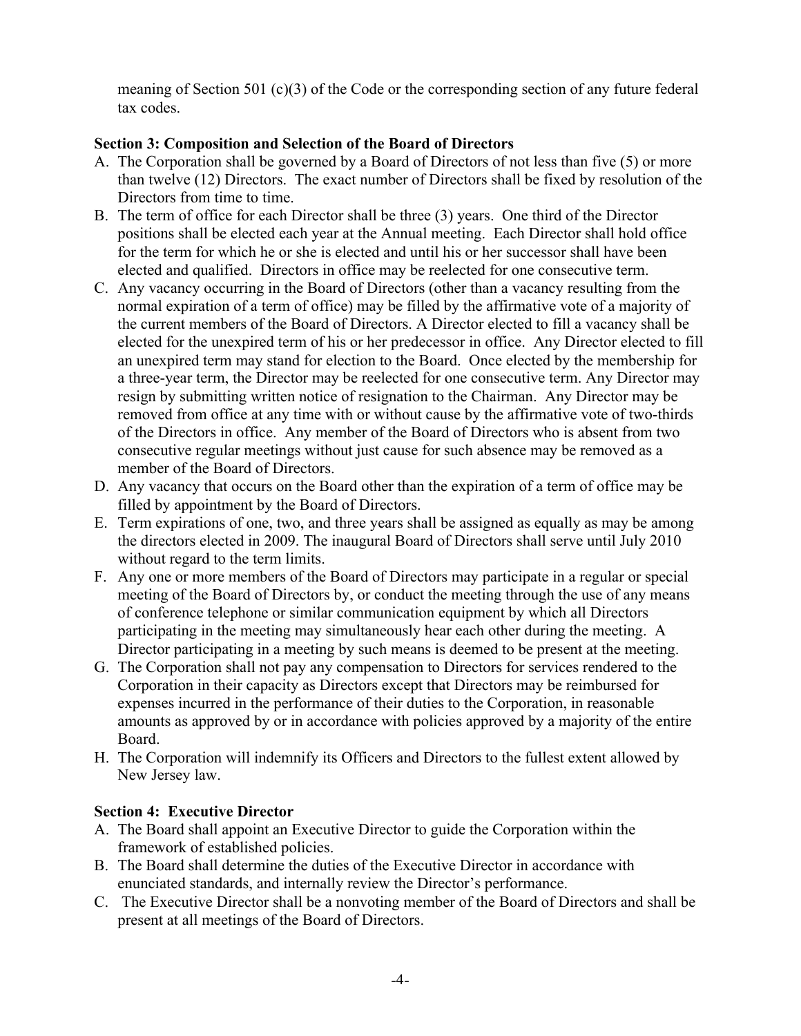meaning of Section 501 (c)(3) of the Code or the corresponding section of any future federal tax codes.

**Section 3: Composition and Selection of the Board of Directors**

A. The Corporation shall be governed by a Board of Directors of not less than five (5) or more than twelve (12) Directors. The exact number of Directors shall be fixed by resolution of the Directors from time to time.
B. The term of office for each Director shall be three (3) years. One third of the Director positions shall be elected each year at the Annual meeting. Each Director shall hold office for the term for which he or she is elected and until his or her successor shall have been elected and qualified. Directors in office may be reelected for one consecutive term.
C. Any vacancy occurring in the Board of Directors (other than a vacancy resulting from the normal expiration of a term of office) may be filled by the affirmative vote of a majority of the current members of the Board of Directors. A Director elected to fill a vacancy shall be elected for the unexpired term of his or her predecessor in office. Any Director elected to fill an unexpired term may stand for election to the Board. Once elected by the membership for a three-year term, the Director may be reelected for one consecutive term. Any Director may resign by submitting written notice of resignation to the Chairman. Any Director may be removed from office at any time with or without cause by the affirmative vote of two-thirds of the Directors in office. Any member of the Board of Directors who is absent from two consecutive regular meetings without just cause for such absence may be removed as a member of the Board of Directors.
D. Any vacancy that occurs on the Board other than the expiration of a term of office may be filled by appointment by the Board of Directors.
E. Term expirations of one, two, and three years shall be assigned as equally as may be among the directors elected in 2009. The inaugural Board of Directors shall serve until July 2010 without regard to the term limits.
F. Any one or more members of the Board of Directors may participate in a regular or special meeting of the Board of Directors by, or conduct the meeting through the use of any means of conference telephone or similar communication equipment by which all Directors participating in the meeting may simultaneously hear each other during the meeting. A Director participating in a meeting by such means is deemed to be present at the meeting.
G. The Corporation shall not pay any compensation to Directors for services rendered to the Corporation in their capacity as Directors except that Directors may be reimbursed for expenses incurred in the performance of their duties to the Corporation, in reasonable amounts as approved by or in accordance with policies approved by a majority of the entire Board.
H. The Corporation will indemnify its Officers and Directors to the fullest extent allowed by New Jersey law.

**Section 4: Executive Director**

A. The Board shall appoint an Executive Director to guide the Corporation within the framework of established policies.
B. The Board shall determine the duties of the Executive Director in accordance with enunciated standards, and internally review the Director's performance.
C. The Executive Director shall be a nonvoting member of the Board of Directors and shall be present at all meetings of the Board of Directors.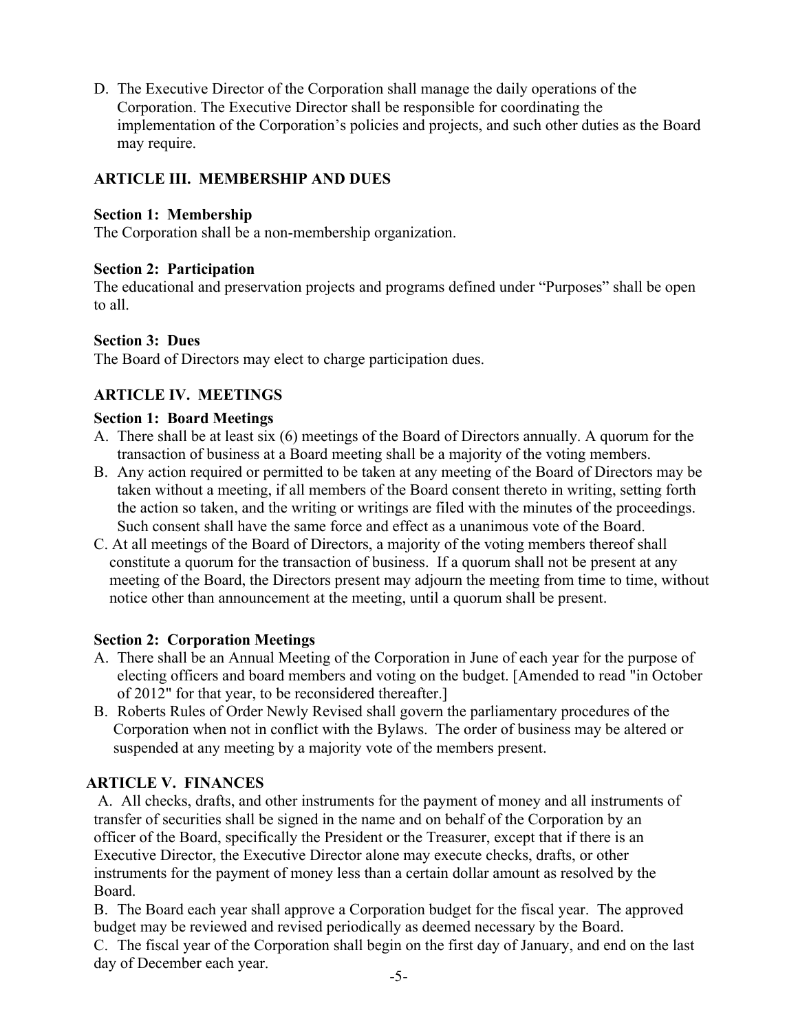D. The Executive Director of the Corporation shall manage the daily operations of the Corporation. The Executive Director shall be responsible for coordinating the implementation of the Corporation's policies and projects, and such other duties as the Board may require.

## ARTICLE III. MEMBERSHIP AND DUES

### Section 1: Membership

The Corporation shall be a non-membership organization.

### Section 2: Participation

The educational and preservation projects and programs defined under "Purposes" shall be open to all.

### Section 3: Dues

The Board of Directors may elect to charge participation dues.

## ARTICLE IV. MEETINGS

### Section 1: Board Meetings

A. There shall be at least six (6) meetings of the Board of Directors annually. A quorum for the transaction of business at a Board meeting shall be a majority of the voting members.

B. Any action required or permitted to be taken at any meeting of the Board of Directors may be taken without a meeting, if all members of the Board consent thereto in writing, setting forth the action so taken, and the writing or writings are filed with the minutes of the proceedings. Such consent shall have the same force and effect as a unanimous vote of the Board.

C. At all meetings of the Board of Directors, a majority of the voting members thereof shall constitute a quorum for the transaction of business. If a quorum shall not be present at any meeting of the Board, the Directors present may adjourn the meeting from time to time, without notice other than announcement at the meeting, until a quorum shall be present.

### Section 2: Corporation Meetings

A. There shall be an Annual Meeting of the Corporation in June of each year for the purpose of electing officers and board members and voting on the budget. [Amended to read "in October of 2012" for that year, to be reconsidered thereafter.]

B. Roberts Rules of Order Newly Revised shall govern the parliamentary procedures of the Corporation when not in conflict with the Bylaws. The order of business may be altered or suspended at any meeting by a majority vote of the members present.

## ARTICLE V. FINANCES

A. All checks, drafts, and other instruments for the payment of money and all instruments of transfer of securities shall be signed in the name and on behalf of the Corporation by an officer of the Board, specifically the President or the Treasurer, except that if there is an Executive Director, the Executive Director alone may execute checks, drafts, or other instruments for the payment of money less than a certain dollar amount as resolved by the Board.

B. The Board each year shall approve a Corporation budget for the fiscal year. The approved budget may be reviewed and revised periodically as deemed necessary by the Board.

C. The fiscal year of the Corporation shall begin on the first day of January, and end on the last day of December each year.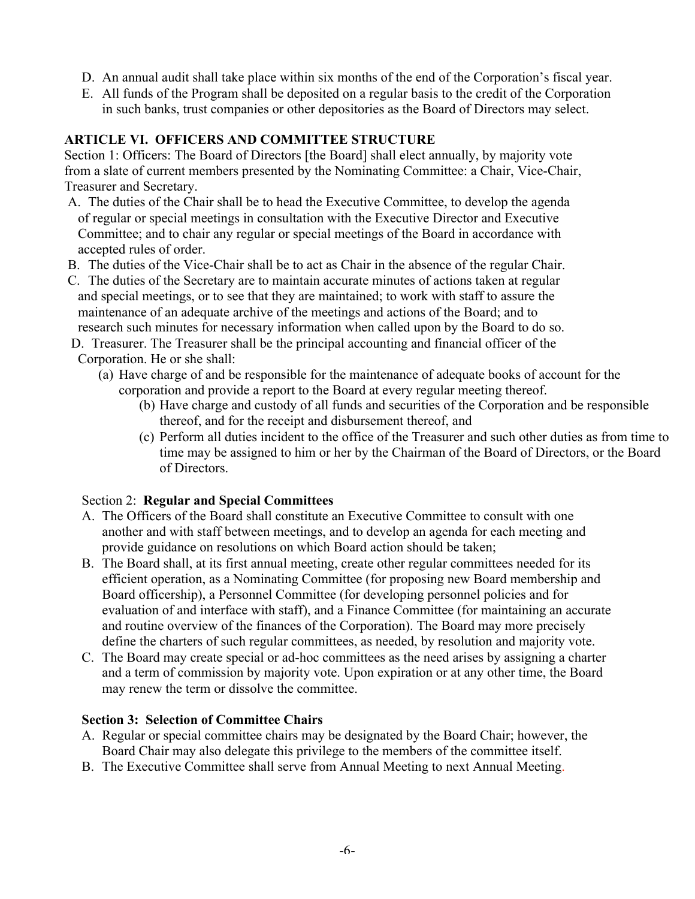D. An annual audit shall take place within six months of the end of the Corporation's fiscal year.
E. All funds of the Program shall be deposited on a regular basis to the credit of the Corporation in such banks, trust companies or other depositories as the Board of Directors may select.

## ARTICLE VI. OFFICERS AND COMMITTEE STRUCTURE

Section 1: Officers: The Board of Directors [the Board] shall elect annually, by majority vote from a slate of current members presented by the Nominating Committee: a Chair, Vice-Chair, Treasurer and Secretary.

A. The duties of the Chair shall be to head the Executive Committee, to develop the agenda of regular or special meetings in consultation with the Executive Director and Executive Committee; and to chair any regular or special meetings of the Board in accordance with accepted rules of order.
B. The duties of the Vice-Chair shall be to act as Chair in the absence of the regular Chair.
C. The duties of the Secretary are to maintain accurate minutes of actions taken at regular and special meetings, or to see that they are maintained; to work with staff to assure the maintenance of an adequate archive of the meetings and actions of the Board; and to research such minutes for necessary information when called upon by the Board to do so.
D. Treasurer. The Treasurer shall be the principal accounting and financial officer of the Corporation. He or she shall:
   (a) Have charge of and be responsible for the maintenance of adequate books of account for the corporation and provide a report to the Board at every regular meeting thereof.
   (b) Have charge and custody of all funds and securities of the Corporation and be responsible thereof, and for the receipt and disbursement thereof, and
   (c) Perform all duties incident to the office of the Treasurer and such other duties as from time to time may be assigned to him or her by the Chairman of the Board of Directors, or the Board of Directors.

Section 2: **Regular and Special Committees**

A. The Officers of the Board shall constitute an Executive Committee to consult with one another and with staff between meetings, and to develop an agenda for each meeting and provide guidance on resolutions on which Board action should be taken;
B. The Board shall, at its first annual meeting, create other regular committees needed for its efficient operation, as a Nominating Committee (for proposing new Board membership and Board officership), a Personnel Committee (for developing personnel policies and for evaluation of and interface with staff), and a Finance Committee (for maintaining an accurate and routine overview of the finances of the Corporation). The Board may more precisely define the charters of such regular committees, as needed, by resolution and majority vote.
C. The Board may create special or ad-hoc committees as the need arises by assigning a charter and a term of commission by majority vote. Upon expiration or at any other time, the Board may renew the term or dissolve the committee.

**Section 3: Selection of Committee Chairs**

A. Regular or special committee chairs may be designated by the Board Chair; however, the Board Chair may also delegate this privilege to the members of the committee itself.
B. The Executive Committee shall serve from Annual Meeting to next Annual Meeting.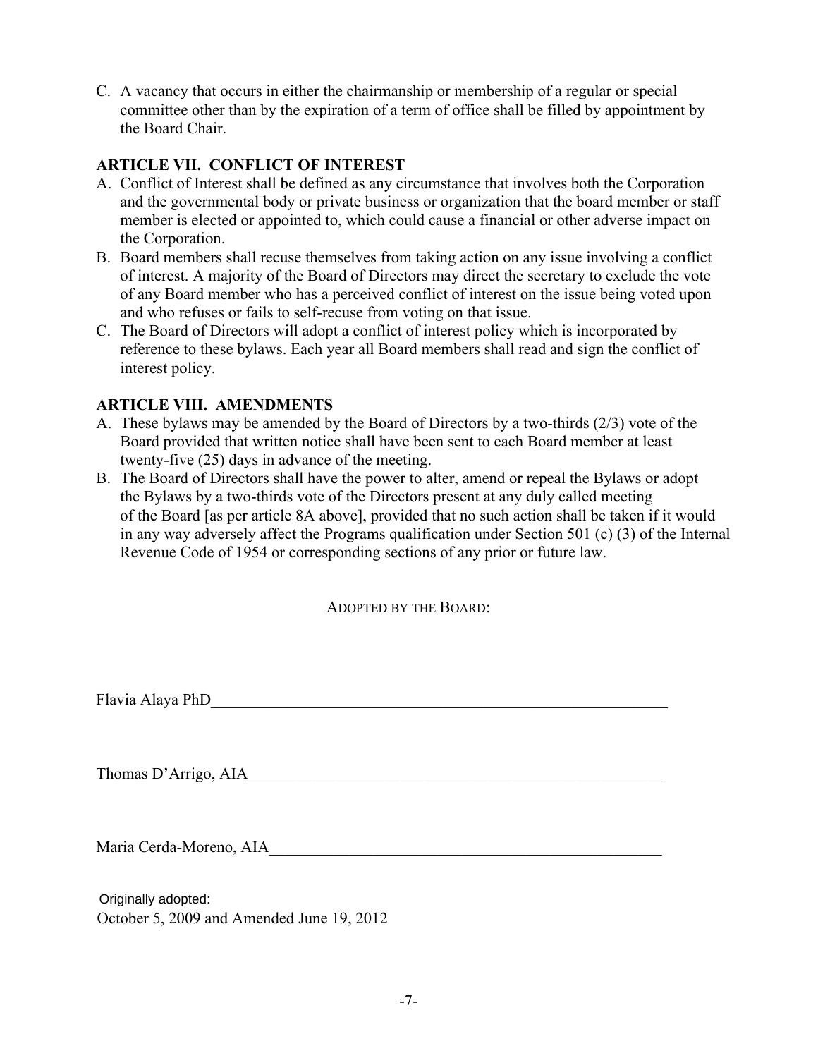C. A vacancy that occurs in either the chairmanship or membership of a regular or special committee other than by the expiration of a term of office shall be filled by appointment by the Board Chair.

## ARTICLE VII. CONFLICT OF INTEREST

A. Conflict of Interest shall be defined as any circumstance that involves both the Corporation and the governmental body or private business or organization that the board member or staff member is elected or appointed to, which could cause a financial or other adverse impact on the Corporation.
B. Board members shall recuse themselves from taking action on any issue involving a conflict of interest. A majority of the Board of Directors may direct the secretary to exclude the vote of any Board member who has a perceived conflict of interest on the issue being voted upon and who refuses or fails to self-recuse from voting on that issue.
C. The Board of Directors will adopt a conflict of interest policy which is incorporated by reference to these bylaws. Each year all Board members shall read and sign the conflict of interest policy.

## ARTICLE VIII. AMENDMENTS

A. These bylaws may be amended by the Board of Directors by a two-thirds (2/3) vote of the Board provided that written notice shall have been sent to each Board member at least twenty-five (25) days in advance of the meeting.
B. The Board of Directors shall have the power to alter, amend or repeal the Bylaws or adopt the Bylaws by a two-thirds vote of the Directors present at any duly called meeting of the Board [as per article 8A above], provided that no such action shall be taken if it would in any way adversely affect the Programs qualification under Section 501 (c) (3) of the Internal Revenue Code of 1954 or corresponding sections of any prior or future law.

ADOPTED BY THE BOARD:

Flavia Alaya PhD\_\_\_\_\_\_\_\_\_\_\_\_\_\_\_\_\_\_\_\_\_\_\_\_\_\_\_\_\_\_\_\_\_\_\_\_\_\_\_\_\_\_\_\_\_\_\_\_\_\_\_\_\_\_\_\_\_\_

Thomas D'Arrigo, AIA\_\_\_\_\_\_\_\_\_\_\_\_\_\_\_\_\_\_\_\_\_\_\_\_\_\_\_\_\_\_\_\_\_\_\_\_\_\_\_\_\_\_\_\_\_\_\_\_\_\_\_\_

Maria Cerda-Moreno, AIA\_\_\_\_\_\_\_\_\_\_\_\_\_\_\_\_\_\_\_\_\_\_\_\_\_\_\_\_\_\_\_\_\_\_\_\_\_\_\_\_\_\_\_\_\_\_\_\_\_\_

Originally adopted:
October 5, 2009 and Amended June 19, 2012